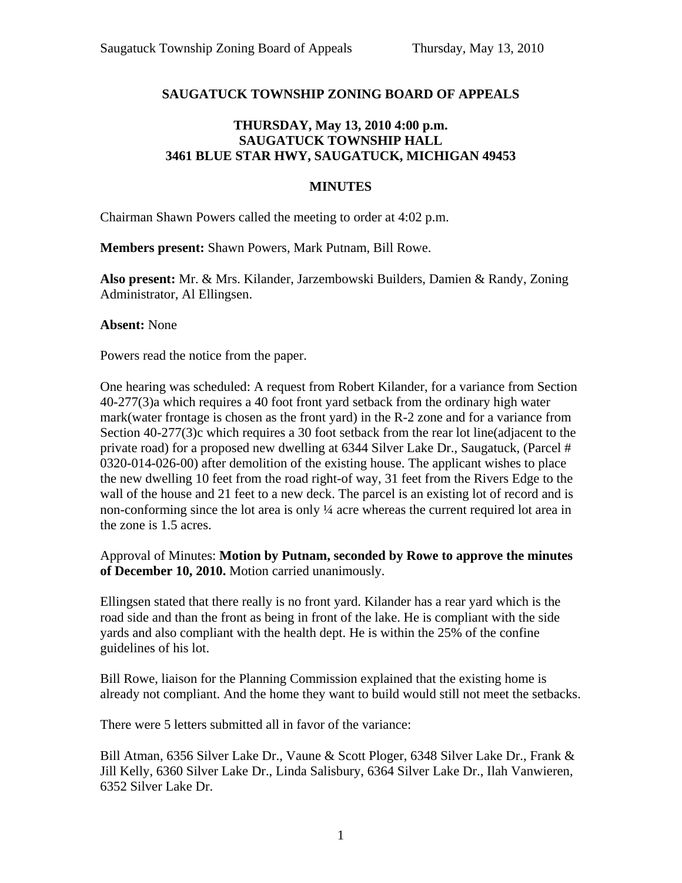# SAUGATUCK TOWNSHIP ZONING BOARD OF APPEALS

**THURSDAY, May 13, 2010 4:00 p.m.**
**SAUGATUCK TOWNSHIP HALL**
**3461 BLUE STAR HWY, SAUGATUCK, MICHIGAN 49453**

## MINUTES

Chairman Shawn Powers called the meeting to order at 4:02 p.m.

**Members present:** Shawn Powers, Mark Putnam, Bill Rowe.

**Also present:** Mr. & Mrs. Kilander, Jarzembowski Builders, Damien & Randy, Zoning Administrator, Al Ellingsen.

**Absent:** None

Powers read the notice from the paper.

One hearing was scheduled: A request from Robert Kilander, for a variance from Section 40-277(3)a which requires a 40 foot front yard setback from the ordinary high water mark(water frontage is chosen as the front yard) in the R-2 zone and for a variance from Section 40-277(3)c which requires a 30 foot setback from the rear lot line(adjacent to the private road) for a proposed new dwelling at 6344 Silver Lake Dr., Saugatuck, (Parcel # 0320-014-026-00) after demolition of the existing house. The applicant wishes to place the new dwelling 10 feet from the road right-of way, 31 feet from the Rivers Edge to the wall of the house and 21 feet to a new deck. The parcel is an existing lot of record and is non-conforming since the lot area is only ¼ acre whereas the current required lot area in the zone is 1.5 acres.

Approval of Minutes: **Motion by Putnam, seconded by Rowe to approve the minutes of December 10, 2010.** Motion carried unanimously.

Ellingsen stated that there really is no front yard. Kilander has a rear yard which is the road side and than the front as being in front of the lake. He is compliant with the side yards and also compliant with the health dept. He is within the 25% of the confine guidelines of his lot.

Bill Rowe, liaison for the Planning Commission explained that the existing home is already not compliant. And the home they want to build would still not meet the setbacks.

There were 5 letters submitted all in favor of the variance:

Bill Atman, 6356 Silver Lake Dr., Vaune & Scott Ploger, 6348 Silver Lake Dr., Frank & Jill Kelly, 6360 Silver Lake Dr., Linda Salisbury, 6364 Silver Lake Dr., Ilah Vanwieren, 6352 Silver Lake Dr.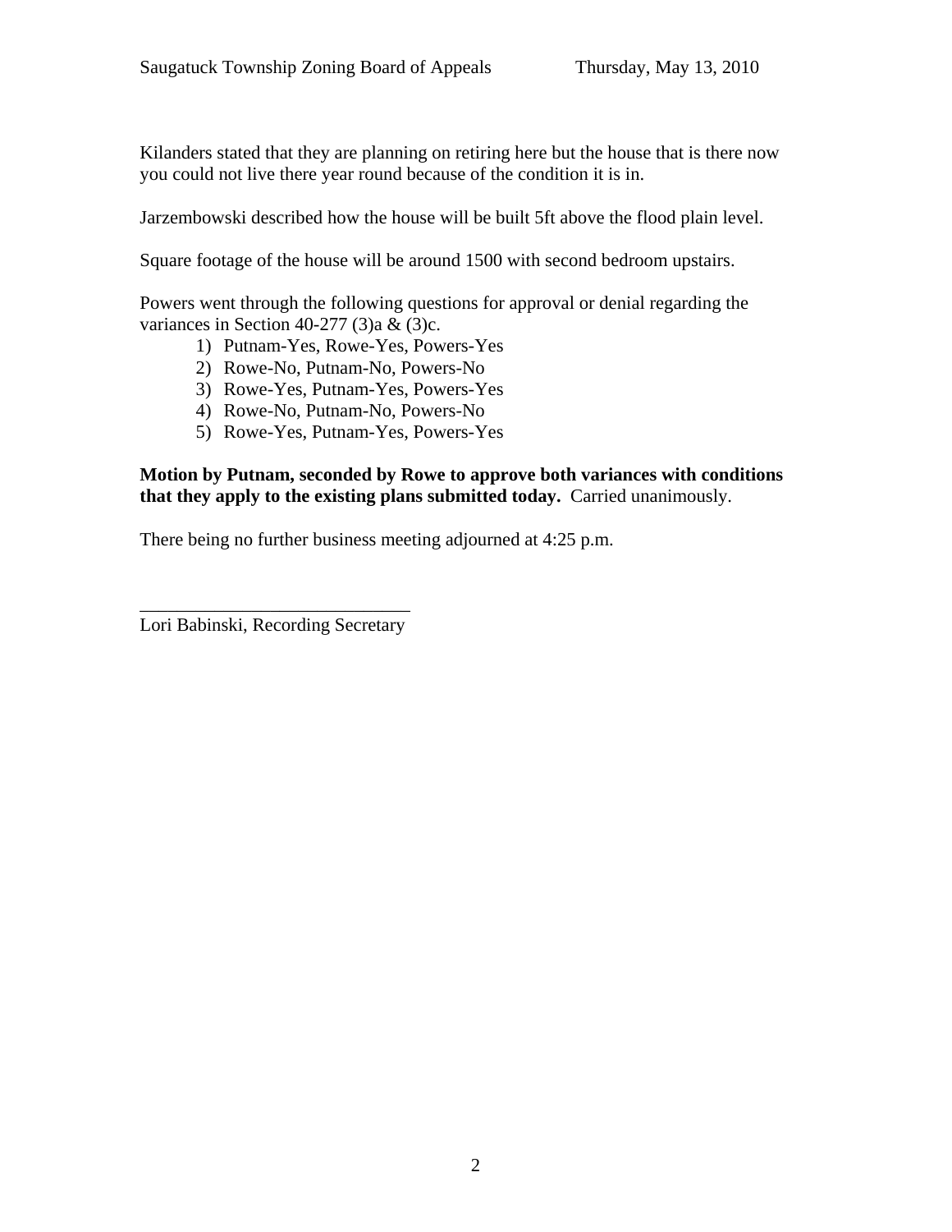Kilanders stated that they are planning on retiring here but the house that is there now you could not live there year round because of the condition it is in.

Jarzembowski described how the house will be built 5ft above the flood plain level.

Square footage of the house will be around 1500 with second bedroom upstairs.

Powers went through the following questions for approval or denial regarding the variances in Section 40-277 (3)a & (3)c.

1) Putnam-Yes, Rowe-Yes, Powers-Yes
2) Rowe-No, Putnam-No, Powers-No
3) Rowe-Yes, Putnam-Yes, Powers-Yes
4) Rowe-No, Putnam-No, Powers-No
5) Rowe-Yes, Putnam-Yes, Powers-Yes

**Motion by Putnam, seconded by Rowe to approve both variances with conditions that they apply to the existing plans submitted today.** Carried unanimously.

There being no further business meeting adjourned at 4:25 p.m.

_____________________________
Lori Babinski, Recording Secretary